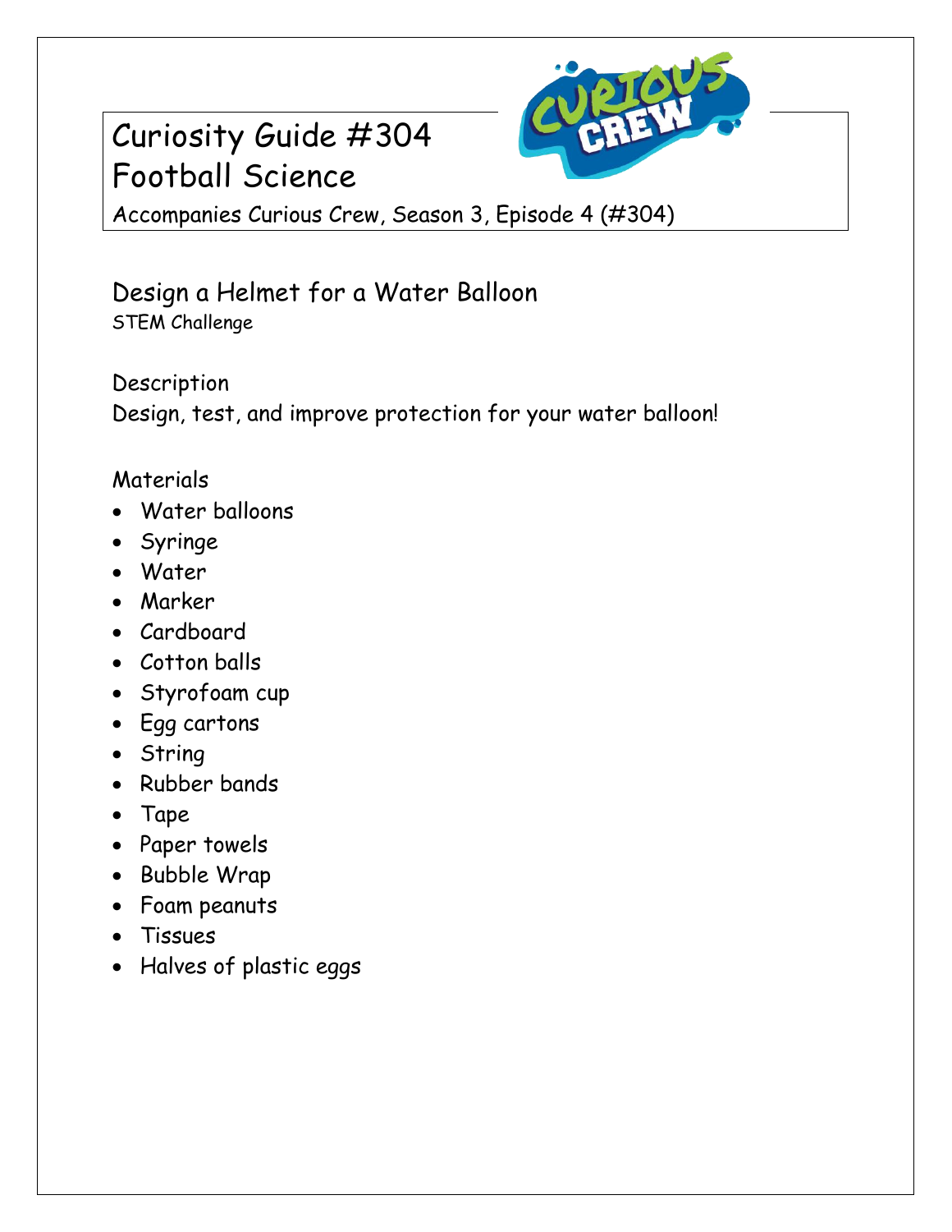# Curiosity Guide #304
# Football Science

Accompanies Curious Crew, Season 3, Episode 4 (#304)

## Design a Helmet for a Water Balloon

STEM Challenge

### Description

Design, test, and improve protection for your water balloon!

### Materials

- Water balloons
- Syringe
- Water
- Marker
- Cardboard
- Cotton balls
- Styrofoam cup
- Egg cartons
- String
- Rubber bands
- Tape
- Paper towels
- Bubble Wrap
- Foam peanuts
- Tissues
- Halves of plastic eggs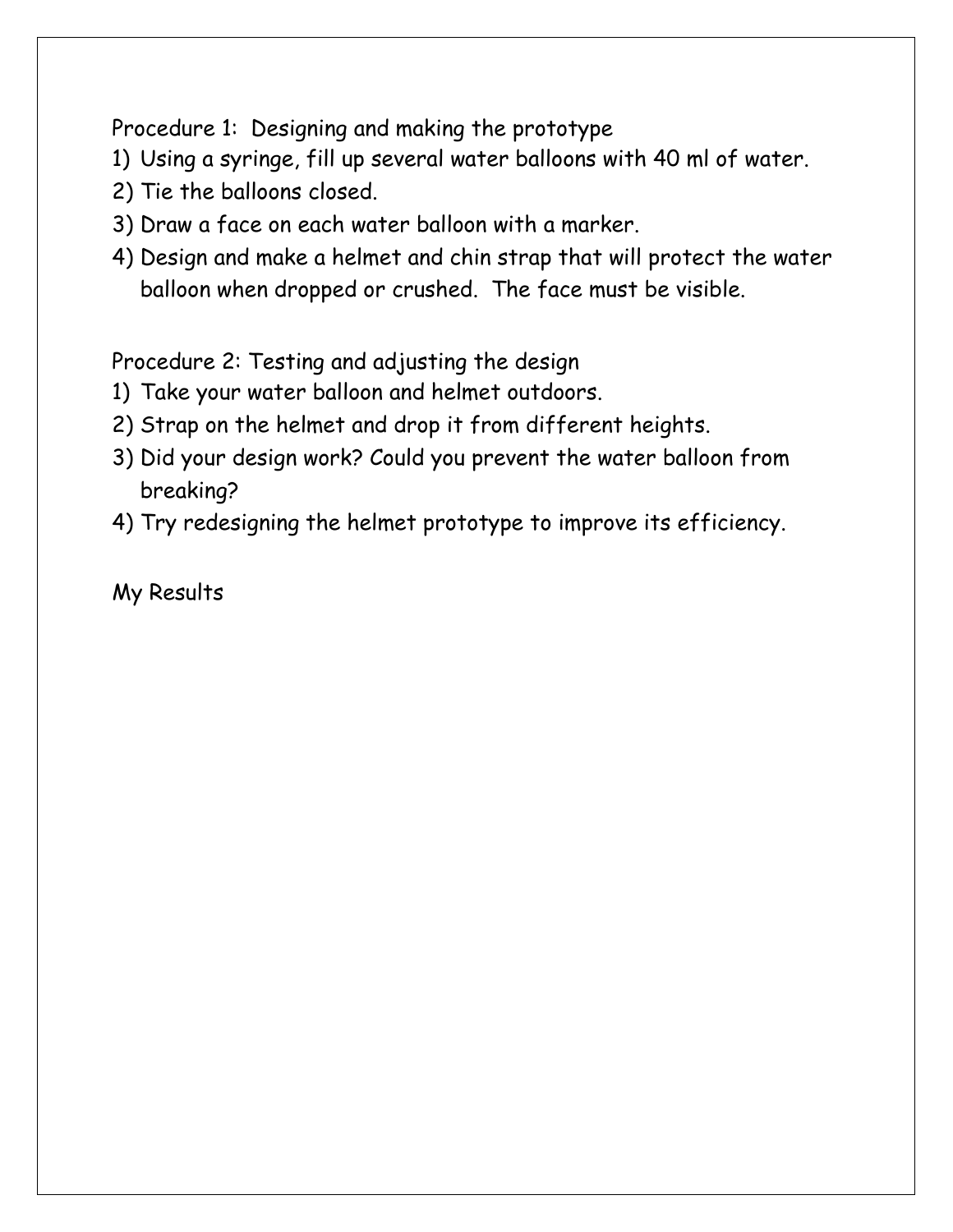Procedure 1: Designing and making the prototype

1) Using a syringe, fill up several water balloons with 40 ml of water.
2) Tie the balloons closed.
3) Draw a face on each water balloon with a marker.
4) Design and make a helmet and chin strap that will protect the water balloon when dropped or crushed. The face must be visible.

Procedure 2: Testing and adjusting the design

1) Take your water balloon and helmet outdoors.
2) Strap on the helmet and drop it from different heights.
3) Did your design work? Could you prevent the water balloon from breaking?
4) Try redesigning the helmet prototype to improve its efficiency.

My Results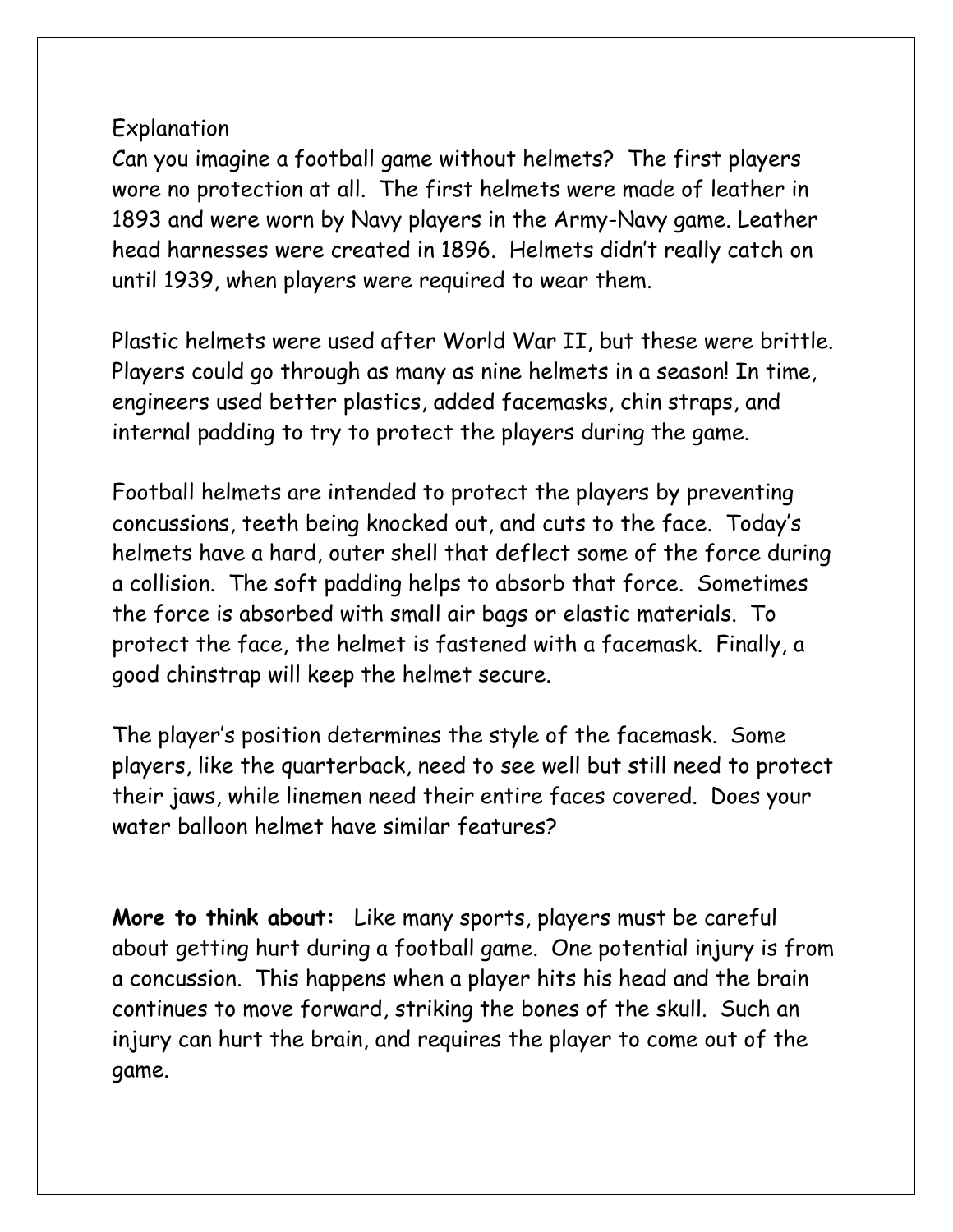## Explanation

Can you imagine a football game without helmets? The first players wore no protection at all. The first helmets were made of leather in 1893 and were worn by Navy players in the Army-Navy game. Leather head harnesses were created in 1896. Helmets didn't really catch on until 1939, when players were required to wear them.

Plastic helmets were used after World War II, but these were brittle. Players could go through as many as nine helmets in a season! In time, engineers used better plastics, added facemasks, chin straps, and internal padding to try to protect the players during the game.

Football helmets are intended to protect the players by preventing concussions, teeth being knocked out, and cuts to the face. Today's helmets have a hard, outer shell that deflect some of the force during a collision. The soft padding helps to absorb that force. Sometimes the force is absorbed with small air bags or elastic materials. To protect the face, the helmet is fastened with a facemask. Finally, a good chinstrap will keep the helmet secure.

The player's position determines the style of the facemask. Some players, like the quarterback, need to see well but still need to protect their jaws, while linemen need their entire faces covered. Does your water balloon helmet have similar features?

**More to think about:** Like many sports, players must be careful about getting hurt during a football game. One potential injury is from a concussion. This happens when a player hits his head and the brain continues to move forward, striking the bones of the skull. Such an injury can hurt the brain, and requires the player to come out of the game.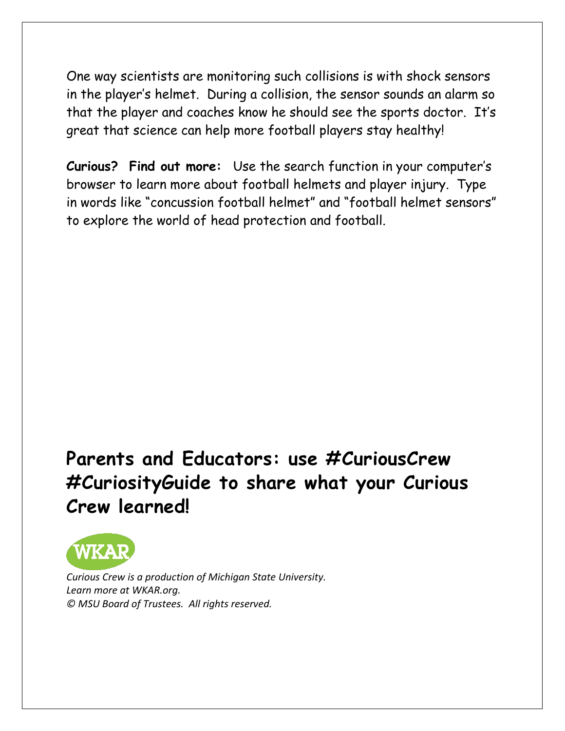One way scientists are monitoring such collisions is with shock sensors in the player's helmet. During a collision, the sensor sounds an alarm so that the player and coaches know he should see the sports doctor. It's great that science can help more football players stay healthy!

**Curious? Find out more:** Use the search function in your computer's browser to learn more about football helmets and player injury. Type in words like "concussion football helmet" and "football helmet sensors" to explore the world of head protection and football.

## Parents and Educators: use #CuriousCrew #CuriosityGuide to share what your Curious Crew learned!

WKAR

*Curious Crew is a production of Michigan State University.*
*Learn more at WKAR.org.*
*© MSU Board of Trustees. All rights reserved.*